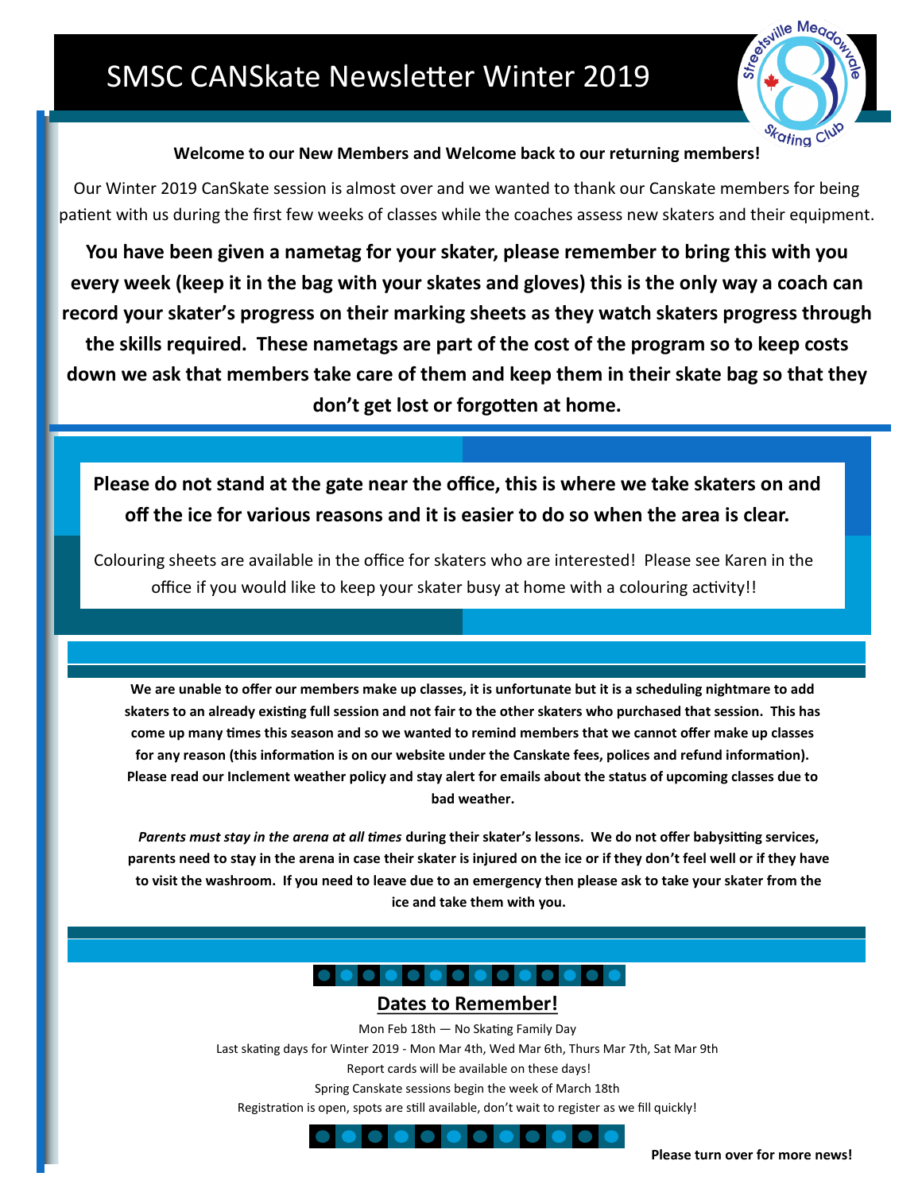# SMSC CANSkate Newsletter Winter 2019

**Welcome to our New Members and Welcome back to our returning members!**

Our Winter 2019 CanSkate session is almost over and we wanted to thank our Canskate members for being patient with us during the first few weeks of classes while the coaches assess new skaters and their equipment.

**You have been given a nametag for your skater, please remember to bring this with you every week (keep it in the bag with your skates and gloves) this is the only way a coach can record your skater's progress on their marking sheets as they watch skaters progress through the skills required. These nametags are part of the cost of the program so to keep costs down we ask that members take care of them and keep them in their skate bag so that they don't get lost or forgotten at home.**

**Please do not stand at the gate near the office, this is where we take skaters on and off the ice for various reasons and it is easier to do so when the area is clear.**

Colouring sheets are available in the office for skaters who are interested! Please see Karen in the office if you would like to keep your skater busy at home with a colouring activity!!

**We are unable to offer our members make up classes, it is unfortunate but it is a scheduling nightmare to add skaters to an already existing full session and not fair to the other skaters who purchased that session. This has come up many times this season and so we wanted to remind members that we cannot offer make up classes for any reason (this information is on our website under the Canskate fees, polices and refund information). Please read our Inclement weather policy and stay alert for emails about the status of upcoming classes due to bad weather.**

***Parents must stay in the arena at all times*** **during their skater's lessons. We do not offer babysitting services, parents need to stay in the arena in case their skater is injured on the ice or if they don't feel well or if they have to visit the washroom. If you need to leave due to an emergency then please ask to take your skater from the ice and take them with you.**

## Dates to Remember!

Mon Feb 18th — No Skating Family Day

Last skating days for Winter 2019 - Mon Mar 4th, Wed Mar 6th, Thurs Mar 7th, Sat Mar 9th

Report cards will be available on these days!

Spring Canskate sessions begin the week of March 18th

Registration is open, spots are still available, don't wait to register as we fill quickly!

**Please turn over for more news!**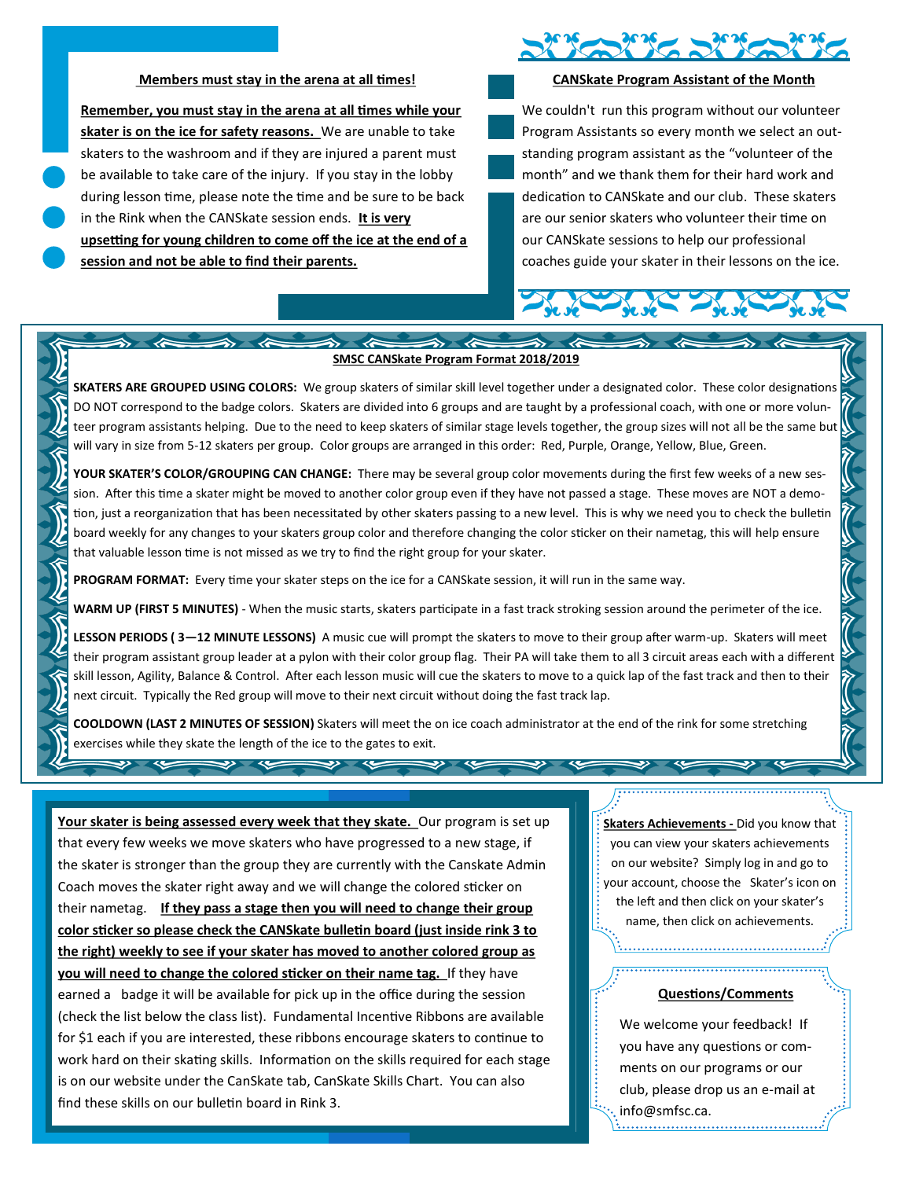## Members must stay in the arena at all times!

**Remember, you must stay in the arena at all times while your skater is on the ice for safety reasons.** We are unable to take skaters to the washroom and if they are injured a parent must be available to take care of the injury. If you stay in the lobby during lesson time, please note the time and be sure to be back in the Rink when the CANSkate session ends. **It is very upsetting for young children to come off the ice at the end of a session and not be able to find their parents.**

## CANSkate Program Assistant of the Month

We couldn't run this program without our volunteer Program Assistants so every month we select an outstanding program assistant as the "volunteer of the month" and we thank them for their hard work and dedication to CANSkate and our club. These skaters are our senior skaters who volunteer their time on our CANSkate sessions to help our professional coaches guide your skater in their lessons on the ice.

## SMSC CANSkate Program Format 2018/2019

**SKATERS ARE GROUPED USING COLORS:** We group skaters of similar skill level together under a designated color. These color designations DO NOT correspond to the badge colors. Skaters are divided into 6 groups and are taught by a professional coach, with one or more volunteer program assistants helping. Due to the need to keep skaters of similar stage levels together, the group sizes will not all be the same but will vary in size from 5-12 skaters per group. Color groups are arranged in this order: Red, Purple, Orange, Yellow, Blue, Green.

**YOUR SKATER'S COLOR/GROUPING CAN CHANGE:** There may be several group color movements during the first few weeks of a new session. After this time a skater might be moved to another color group even if they have not passed a stage. These moves are NOT a demotion, just a reorganization that has been necessitated by other skaters passing to a new level. This is why we need you to check the bulletin board weekly for any changes to your skaters group color and therefore changing the color sticker on their nametag, this will help ensure that valuable lesson time is not missed as we try to find the right group for your skater.

**PROGRAM FORMAT:** Every time your skater steps on the ice for a CANSkate session, it will run in the same way.

**WARM UP (FIRST 5 MINUTES)** - When the music starts, skaters participate in a fast track stroking session around the perimeter of the ice.

**LESSON PERIODS ( 3—12 MINUTE LESSONS)** A music cue will prompt the skaters to move to their group after warm-up. Skaters will meet their program assistant group leader at a pylon with their color group flag. Their PA will take them to all 3 circuit areas each with a different skill lesson, Agility, Balance & Control. After each lesson music will cue the skaters to move to a quick lap of the fast track and then to their next circuit. Typically the Red group will move to their next circuit without doing the fast track lap.

**COOLDOWN (LAST 2 MINUTES OF SESSION)** Skaters will meet the on ice coach administrator at the end of the rink for some stretching exercises while they skate the length of the ice to the gates to exit.

**Your skater is being assessed every week that they skate.** Our program is set up that every few weeks we move skaters who have progressed to a new stage, if the skater is stronger than the group they are currently with the Canskate Admin Coach moves the skater right away and we will change the colored sticker on their nametag. **If they pass a stage then you will need to change their group color sticker so please check the CANSkate bulletin board (just inside rink 3 to the right) weekly to see if your skater has moved to another colored group as you will need to change the colored sticker on their name tag.** If they have earned a badge it will be available for pick up in the office during the session (check the list below the class list). Fundamental Incentive Ribbons are available for $1 each if you are interested, these ribbons encourage skaters to continue to work hard on their skating skills. Information on the skills required for each stage is on our website under the CanSkate tab, CanSkate Skills Chart. You can also find these skills on our bulletin board in Rink 3.

**Skaters Achievements -** Did you know that you can view your skaters achievements on our website? Simply log in and go to your account, choose the Skater's icon on the left and then click on your skater's name, then click on achievements.

## Questions/Comments

We welcome your feedback! If you have any questions or comments on our programs or our club, please drop us an e-mail at info@smfsc.ca.